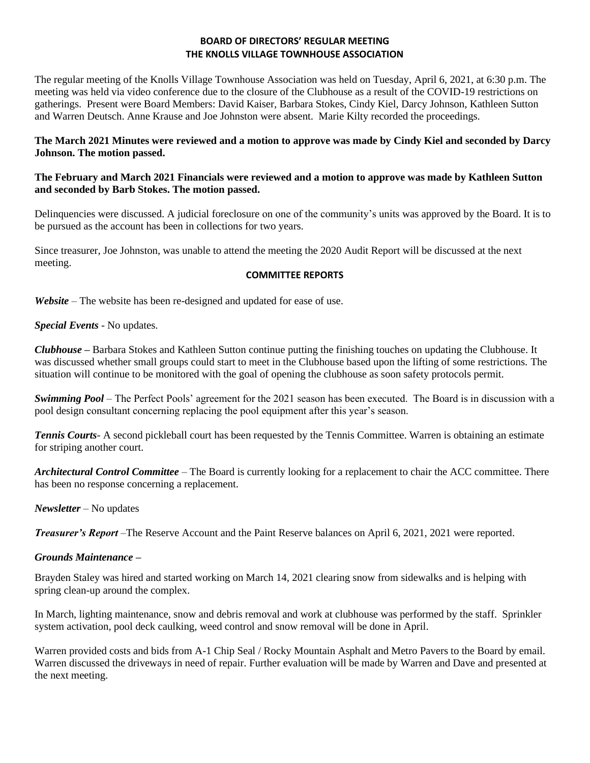# BOARD OF DIRECTORS' REGULAR MEETING
# THE KNOLLS VILLAGE TOWNHOUSE ASSOCIATION

The regular meeting of the Knolls Village Townhouse Association was held on Tuesday, April 6, 2021, at 6:30 p.m. The meeting was held via video conference due to the closure of the Clubhouse as a result of the COVID-19 restrictions on gatherings. Present were Board Members: David Kaiser, Barbara Stokes, Cindy Kiel, Darcy Johnson, Kathleen Sutton and Warren Deutsch. Anne Krause and Joe Johnston were absent. Marie Kilty recorded the proceedings.

**The March 2021 Minutes were reviewed and a motion to approve was made by Cindy Kiel and seconded by Darcy Johnson. The motion passed.**

**The February and March 2021 Financials were reviewed and a motion to approve was made by Kathleen Sutton and seconded by Barb Stokes. The motion passed.**

Delinquencies were discussed. A judicial foreclosure on one of the community's units was approved by the Board. It is to be pursued as the account has been in collections for two years.

Since treasurer, Joe Johnston, was unable to attend the meeting the 2020 Audit Report will be discussed at the next meeting.

## COMMITTEE REPORTS

***Website*** – The website has been re-designed and updated for ease of use.

***Special Events*** - No updates.

***Clubhouse*** – Barbara Stokes and Kathleen Sutton continue putting the finishing touches on updating the Clubhouse. It was discussed whether small groups could start to meet in the Clubhouse based upon the lifting of some restrictions. The situation will continue to be monitored with the goal of opening the clubhouse as soon safety protocols permit.

***Swimming Pool*** – The Perfect Pools' agreement for the 2021 season has been executed. The Board is in discussion with a pool design consultant concerning replacing the pool equipment after this year's season.

***Tennis Courts***- A second pickleball court has been requested by the Tennis Committee. Warren is obtaining an estimate for striping another court.

***Architectural Control Committee*** – The Board is currently looking for a replacement to chair the ACC committee. There has been no response concerning a replacement.

***Newsletter*** – No updates

***Treasurer's Report*** –The Reserve Account and the Paint Reserve balances on April 6, 2021, 2021 were reported.

***Grounds Maintenance –***

Brayden Staley was hired and started working on March 14, 2021 clearing snow from sidewalks and is helping with spring clean-up around the complex.

In March, lighting maintenance, snow and debris removal and work at clubhouse was performed by the staff. Sprinkler system activation, pool deck caulking, weed control and snow removal will be done in April.

Warren provided costs and bids from A-1 Chip Seal / Rocky Mountain Asphalt and Metro Pavers to the Board by email. Warren discussed the driveways in need of repair. Further evaluation will be made by Warren and Dave and presented at the next meeting.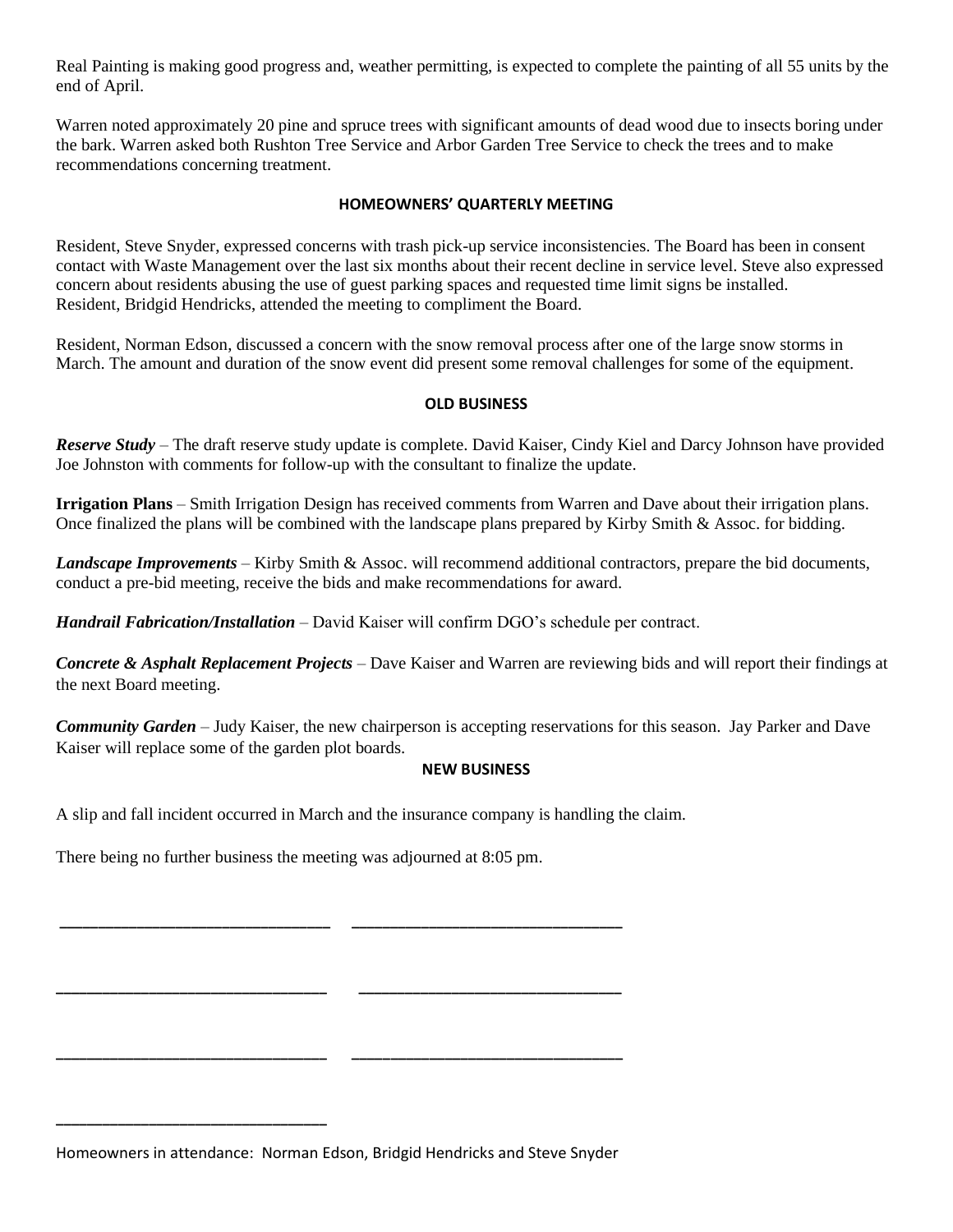Real Painting is making good progress and, weather permitting, is expected to complete the painting of all 55 units by the end of April.

Warren noted approximately 20 pine and spruce trees with significant amounts of dead wood due to insects boring under the bark. Warren asked both Rushton Tree Service and Arbor Garden Tree Service to check the trees and to make recommendations concerning treatment.

## HOMEOWNERS' QUARTERLY MEETING

Resident, Steve Snyder, expressed concerns with trash pick-up service inconsistencies. The Board has been in consent contact with Waste Management over the last six months about their recent decline in service level. Steve also expressed concern about residents abusing the use of guest parking spaces and requested time limit signs be installed.
Resident, Bridgid Hendricks, attended the meeting to compliment the Board.

Resident, Norman Edson, discussed a concern with the snow removal process after one of the large snow storms in March. The amount and duration of the snow event did present some removal challenges for some of the equipment.

## OLD BUSINESS

***Reserve Study*** – The draft reserve study update is complete. David Kaiser, Cindy Kiel and Darcy Johnson have provided Joe Johnston with comments for follow-up with the consultant to finalize the update.

**Irrigation Plans** – Smith Irrigation Design has received comments from Warren and Dave about their irrigation plans. Once finalized the plans will be combined with the landscape plans prepared by Kirby Smith & Assoc. for bidding.

***Landscape Improvements*** – Kirby Smith & Assoc. will recommend additional contractors, prepare the bid documents, conduct a pre-bid meeting, receive the bids and make recommendations for award.

***Handrail Fabrication/Installation*** – David Kaiser will confirm DGO's schedule per contract.

***Concrete & Asphalt Replacement Projects*** – Dave Kaiser and Warren are reviewing bids and will report their findings at the next Board meeting.

***Community Garden*** – Judy Kaiser, the new chairperson is accepting reservations for this season. Jay Parker and Dave Kaiser will replace some of the garden plot boards.

## NEW BUSINESS

A slip and fall incident occurred in March and the insurance company is handling the claim.

There being no further business the meeting was adjourned at 8:05 pm.

\_\_\_\_\_\_\_\_\_\_\_\_\_\_\_\_\_\_\_\_\_\_\_\_\_\_\_\_\_\_ \_\_\_\_\_\_\_\_\_\_\_\_\_\_\_\_\_\_\_\_\_\_\_\_\_\_\_\_\_\_

\_\_\_\_\_\_\_\_\_\_\_\_\_\_\_\_\_\_\_\_\_\_\_\_\_\_\_\_\_\_ \_\_\_\_\_\_\_\_\_\_\_\_\_\_\_\_\_\_\_\_\_\_\_\_\_\_\_\_\_\_

\_\_\_\_\_\_\_\_\_\_\_\_\_\_\_\_\_\_\_\_\_\_\_\_\_\_\_\_\_\_ \_\_\_\_\_\_\_\_\_\_\_\_\_\_\_\_\_\_\_\_\_\_\_\_\_\_\_\_\_\_

\_\_\_\_\_\_\_\_\_\_\_\_\_\_\_\_\_\_\_\_\_\_\_\_\_\_\_\_\_\_

Homeowners in attendance: Norman Edson, Bridgid Hendricks and Steve Snyder